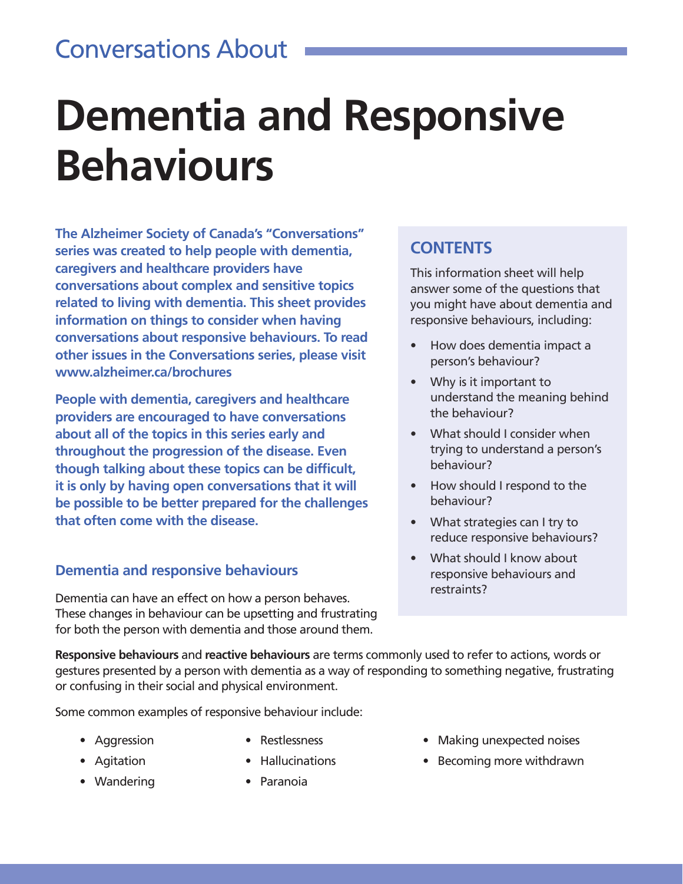Conversations About

# Dementia and Responsive Behaviours

**The Alzheimer Society of Canada's "Conversations" series was created to help people with dementia, caregivers and healthcare providers have conversations about complex and sensitive topics related to living with dementia. This sheet provides information on things to consider when having conversations about responsive behaviours. To read other issues in the Conversations series, please visit www.alzheimer.ca/brochures**

**People with dementia, caregivers and healthcare providers are encouraged to have conversations about all of the topics in this series early and throughout the progression of the disease. Even though talking about these topics can be difficult, it is only by having open conversations that it will be possible to be better prepared for the challenges that often come with the disease.**

## CONTENTS

This information sheet will help answer some of the questions that you might have about dementia and responsive behaviours, including:

- How does dementia impact a person's behaviour?
- Why is it important to understand the meaning behind the behaviour?
- What should I consider when trying to understand a person's behaviour?
- How should I respond to the behaviour?
- What strategies can I try to reduce responsive behaviours?
- What should I know about responsive behaviours and restraints?

## Dementia and responsive behaviours

Dementia can have an effect on how a person behaves. These changes in behaviour can be upsetting and frustrating for both the person with dementia and those around them.

**Responsive behaviours** and **reactive behaviours** are terms commonly used to refer to actions, words or gestures presented by a person with dementia as a way of responding to something negative, frustrating or confusing in their social and physical environment.

Some common examples of responsive behaviour include:

- Aggression
- Agitation
- Wandering
- Restlessness
- Hallucinations
- Paranoia
- Making unexpected noises
- Becoming more withdrawn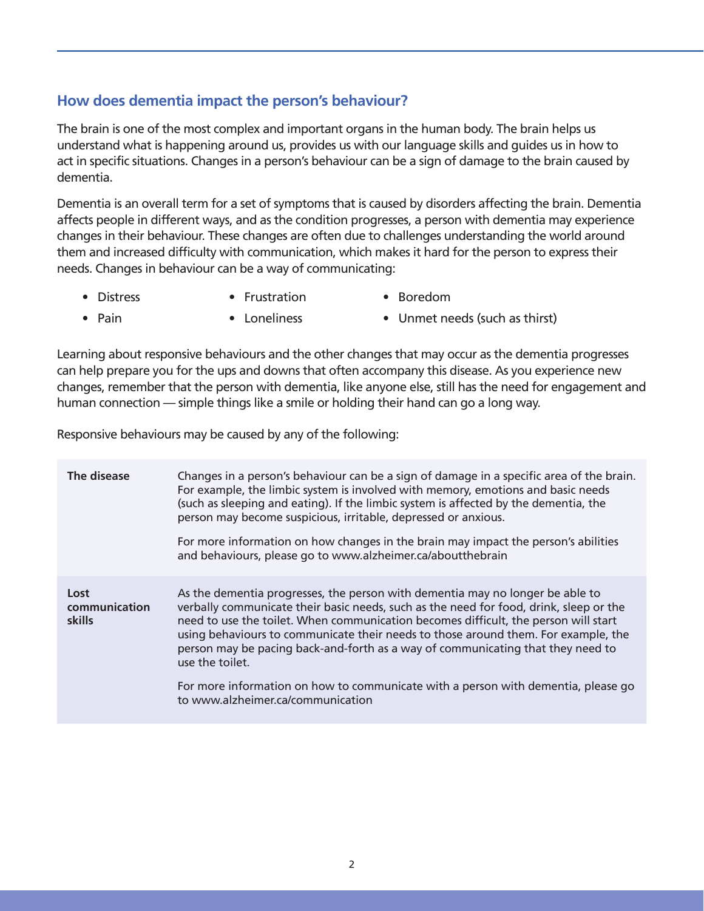## How does dementia impact the person's behaviour?

The brain is one of the most complex and important organs in the human body. The brain helps us understand what is happening around us, provides us with our language skills and guides us in how to act in specific situations. Changes in a person's behaviour can be a sign of damage to the brain caused by dementia.

Dementia is an overall term for a set of symptoms that is caused by disorders affecting the brain. Dementia affects people in different ways, and as the condition progresses, a person with dementia may experience changes in their behaviour. These changes are often due to challenges understanding the world around them and increased difficulty with communication, which makes it hard for the person to express their needs. Changes in behaviour can be a way of communicating:

- Distress
- Pain
- Frustration
- Loneliness
- Boredom
- Unmet needs (such as thirst)

Learning about responsive behaviours and the other changes that may occur as the dementia progresses can help prepare you for the ups and downs that often accompany this disease. As you experience new changes, remember that the person with dementia, like anyone else, still has the need for engagement and human connection — simple things like a smile or holding their hand can go a long way.

Responsive behaviours may be caused by any of the following:

| | |
|---|---|
| **The disease** | Changes in a person's behaviour can be a sign of damage in a specific area of the brain. For example, the limbic system is involved with memory, emotions and basic needs (such as sleeping and eating). If the limbic system is affected by the dementia, the person may become suspicious, irritable, depressed or anxious.<br><br>For more information on how changes in the brain may impact the person's abilities and behaviours, please go to www.alzheimer.ca/aboutthebrain |
| **Lost communication skills** | As the dementia progresses, the person with dementia may no longer be able to verbally communicate their basic needs, such as the need for food, drink, sleep or the need to use the toilet. When communication becomes difficult, the person will start using behaviours to communicate their needs to those around them. For example, the person may be pacing back-and-forth as a way of communicating that they need to use the toilet.<br><br>For more information on how to communicate with a person with dementia, please go to www.alzheimer.ca/communication |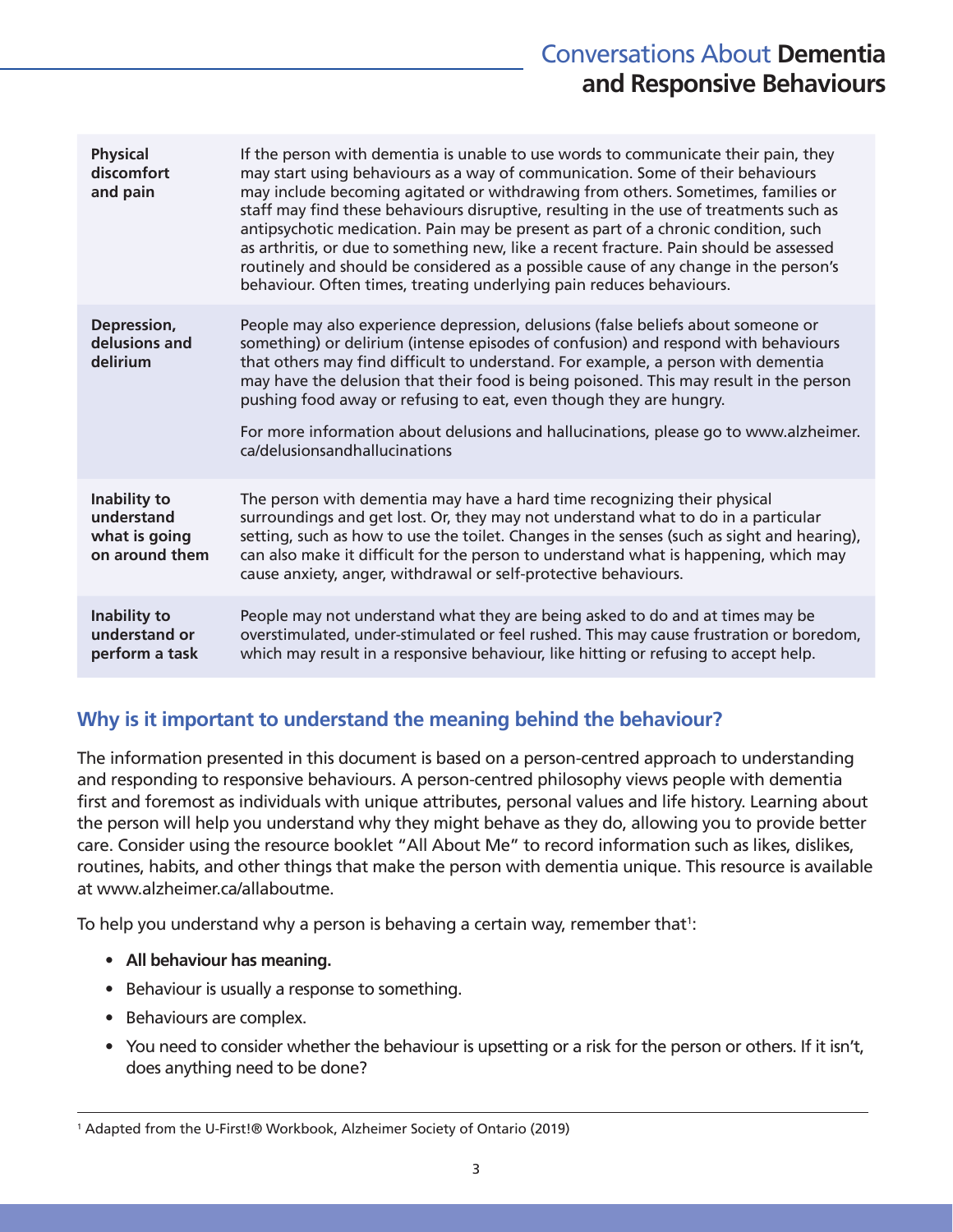| | |
|---|---|
| **Physical discomfort and pain** | If the person with dementia is unable to use words to communicate their pain, they may start using behaviours as a way of communication. Some of their behaviours may include becoming agitated or withdrawing from others. Sometimes, families or staff may find these behaviours disruptive, resulting in the use of treatments such as antipsychotic medication. Pain may be present as part of a chronic condition, such as arthritis, or due to something new, like a recent fracture. Pain should be assessed routinely and should be considered as a possible cause of any change in the person's behaviour. Often times, treating underlying pain reduces behaviours. |
| **Depression, delusions and delirium** | People may also experience depression, delusions (false beliefs about someone or something) or delirium (intense episodes of confusion) and respond with behaviours that others may find difficult to understand. For example, a person with dementia may have the delusion that their food is being poisoned. This may result in the person pushing food away or refusing to eat, even though they are hungry.<br><br>For more information about delusions and hallucinations, please go to www.alzheimer.ca/delusionsandhallucinations |
| **Inability to understand what is going on around them** | The person with dementia may have a hard time recognizing their physical surroundings and get lost. Or, they may not understand what to do in a particular setting, such as how to use the toilet. Changes in the senses (such as sight and hearing), can also make it difficult for the person to understand what is happening, which may cause anxiety, anger, withdrawal or self-protective behaviours. |
| **Inability to understand or perform a task** | People may not understand what they are being asked to do and at times may be overstimulated, under-stimulated or feel rushed. This may cause frustration or boredom, which may result in a responsive behaviour, like hitting or refusing to accept help. |

## Why is it important to understand the meaning behind the behaviour?

The information presented in this document is based on a person-centred approach to understanding and responding to responsive behaviours. A person-centred philosophy views people with dementia first and foremost as individuals with unique attributes, personal values and life history. Learning about the person will help you understand why they might behave as they do, allowing you to provide better care. Consider using the resource booklet "All About Me" to record information such as likes, dislikes, routines, habits, and other things that make the person with dementia unique. This resource is available at www.alzheimer.ca/allaboutme.

To help you understand why a person is behaving a certain way, remember that[1]:

- **All behaviour has meaning.**
- Behaviour is usually a response to something.
- Behaviours are complex.
- You need to consider whether the behaviour is upsetting or a risk for the person or others. If it isn't, does anything need to be done?

[1] Adapted from the U-First!® Workbook, Alzheimer Society of Ontario (2019)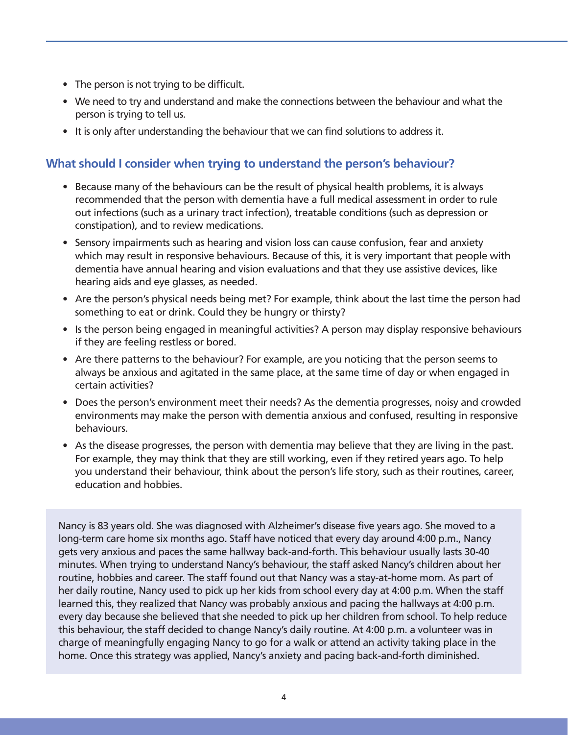- The person is not trying to be difficult.
- We need to try and understand and make the connections between the behaviour and what the person is trying to tell us.
- It is only after understanding the behaviour that we can find solutions to address it.

## What should I consider when trying to understand the person's behaviour?

- Because many of the behaviours can be the result of physical health problems, it is always recommended that the person with dementia have a full medical assessment in order to rule out infections (such as a urinary tract infection), treatable conditions (such as depression or constipation), and to review medications.
- Sensory impairments such as hearing and vision loss can cause confusion, fear and anxiety which may result in responsive behaviours. Because of this, it is very important that people with dementia have annual hearing and vision evaluations and that they use assistive devices, like hearing aids and eye glasses, as needed.
- Are the person's physical needs being met? For example, think about the last time the person had something to eat or drink. Could they be hungry or thirsty?
- Is the person being engaged in meaningful activities? A person may display responsive behaviours if they are feeling restless or bored.
- Are there patterns to the behaviour? For example, are you noticing that the person seems to always be anxious and agitated in the same place, at the same time of day or when engaged in certain activities?
- Does the person's environment meet their needs? As the dementia progresses, noisy and crowded environments may make the person with dementia anxious and confused, resulting in responsive behaviours.
- As the disease progresses, the person with dementia may believe that they are living in the past. For example, they may think that they are still working, even if they retired years ago. To help you understand their behaviour, think about the person's life story, such as their routines, career, education and hobbies.

> Nancy is 83 years old. She was diagnosed with Alzheimer's disease five years ago. She moved to a long-term care home six months ago. Staff have noticed that every day around 4:00 p.m., Nancy gets very anxious and paces the same hallway back-and-forth. This behaviour usually lasts 30-40 minutes. When trying to understand Nancy's behaviour, the staff asked Nancy's children about her routine, hobbies and career. The staff found out that Nancy was a stay-at-home mom. As part of her daily routine, Nancy used to pick up her kids from school every day at 4:00 p.m. When the staff learned this, they realized that Nancy was probably anxious and pacing the hallways at 4:00 p.m. every day because she believed that she needed to pick up her children from school. To help reduce this behaviour, the staff decided to change Nancy's daily routine. At 4:00 p.m. a volunteer was in charge of meaningfully engaging Nancy to go for a walk or attend an activity taking place in the home. Once this strategy was applied, Nancy's anxiety and pacing back-and-forth diminished.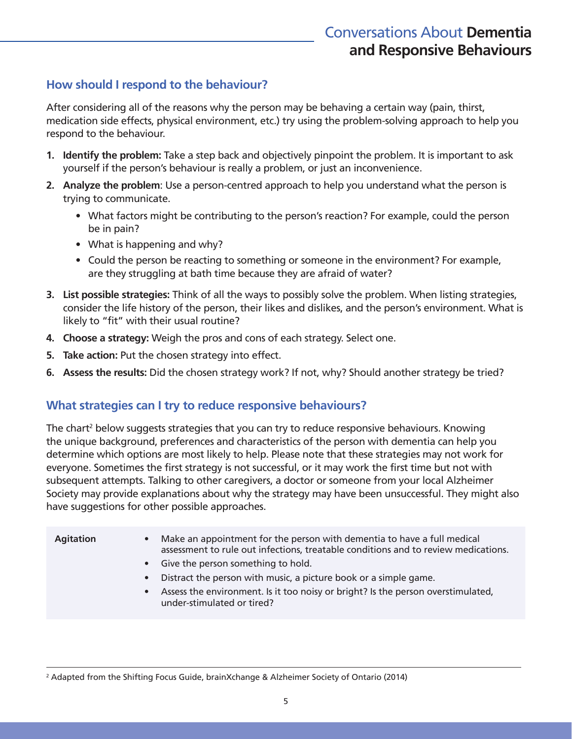## How should I respond to the behaviour?

After considering all of the reasons why the person may be behaving a certain way (pain, thirst, medication side effects, physical environment, etc.) try using the problem-solving approach to help you respond to the behaviour.

1. **Identify the problem:** Take a step back and objectively pinpoint the problem. It is important to ask yourself if the person's behaviour is really a problem, or just an inconvenience.
2. **Analyze the problem**: Use a person-centred approach to help you understand what the person is trying to communicate.
   - What factors might be contributing to the person's reaction? For example, could the person be in pain?
   - What is happening and why?
   - Could the person be reacting to something or someone in the environment? For example, are they struggling at bath time because they are afraid of water?
3. **List possible strategies:** Think of all the ways to possibly solve the problem. When listing strategies, consider the life history of the person, their likes and dislikes, and the person's environment. What is likely to "fit" with their usual routine?
4. **Choose a strategy:** Weigh the pros and cons of each strategy. Select one.
5. **Take action:** Put the chosen strategy into effect.
6. **Assess the results:** Did the chosen strategy work? If not, why? Should another strategy be tried?

## What strategies can I try to reduce responsive behaviours?

The chart[2] below suggests strategies that you can try to reduce responsive behaviours. Knowing the unique background, preferences and characteristics of the person with dementia can help you determine which options are most likely to help. Please note that these strategies may not work for everyone. Sometimes the first strategy is not successful, or it may work the first time but not with subsequent attempts. Talking to other caregivers, a doctor or someone from your local Alzheimer Society may provide explanations about why the strategy may have been unsuccessful. They might also have suggestions for other possible approaches.

| Behaviour | Strategies |
|---|---|
| **Agitation** | • Make an appointment for the person with dementia to have a full medical assessment to rule out infections, treatable conditions and to review medications.<br>• Give the person something to hold.<br>• Distract the person with music, a picture book or a simple game.<br>• Assess the environment. Is it too noisy or bright? Is the person overstimulated, under-stimulated or tired? |

[2] Adapted from the Shifting Focus Guide, brainXchange & Alzheimer Society of Ontario (2014)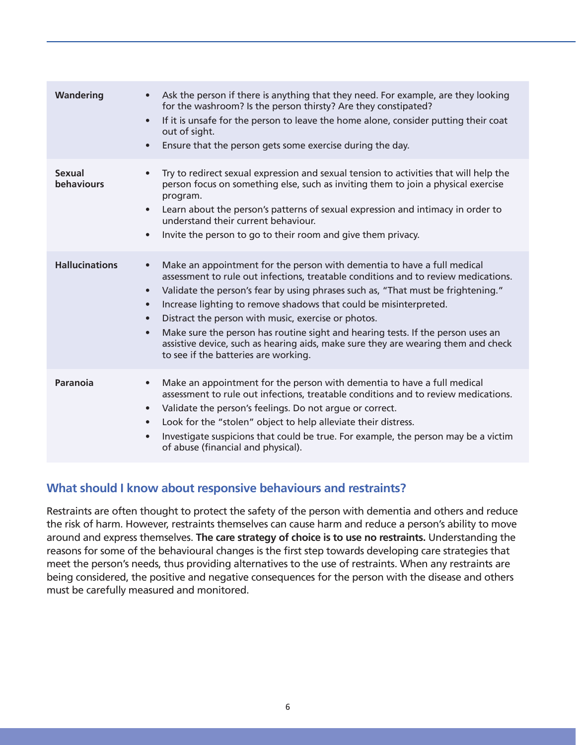| Behaviour | Strategies |
| --- | --- |
| **Wandering** | • Ask the person if there is anything that they need. For example, are they looking for the washroom? Is the person thirsty? Are they constipated?<br>• If it is unsafe for the person to leave the home alone, consider putting their coat out of sight.<br>• Ensure that the person gets some exercise during the day. |
| **Sexual behaviours** | • Try to redirect sexual expression and sexual tension to activities that will help the person focus on something else, such as inviting them to join a physical exercise program.<br>• Learn about the person's patterns of sexual expression and intimacy in order to understand their current behaviour.<br>• Invite the person to go to their room and give them privacy. |
| **Hallucinations** | • Make an appointment for the person with dementia to have a full medical assessment to rule out infections, treatable conditions and to review medications.<br>• Validate the person's fear by using phrases such as, "That must be frightening."<br>• Increase lighting to remove shadows that could be misinterpreted.<br>• Distract the person with music, exercise or photos.<br>• Make sure the person has routine sight and hearing tests. If the person uses an assistive device, such as hearing aids, make sure they are wearing them and check to see if the batteries are working. |
| **Paranoia** | • Make an appointment for the person with dementia to have a full medical assessment to rule out infections, treatable conditions and to review medications.<br>• Validate the person's feelings. Do not argue or correct.<br>• Look for the "stolen" object to help alleviate their distress.<br>• Investigate suspicions that could be true. For example, the person may be a victim of abuse (financial and physical). |

## What should I know about responsive behaviours and restraints?

Restraints are often thought to protect the safety of the person with dementia and others and reduce the risk of harm. However, restraints themselves can cause harm and reduce a person's ability to move around and express themselves. **The care strategy of choice is to use no restraints.** Understanding the reasons for some of the behavioural changes is the first step towards developing care strategies that meet the person's needs, thus providing alternatives to the use of restraints. When any restraints are being considered, the positive and negative consequences for the person with the disease and others must be carefully measured and monitored.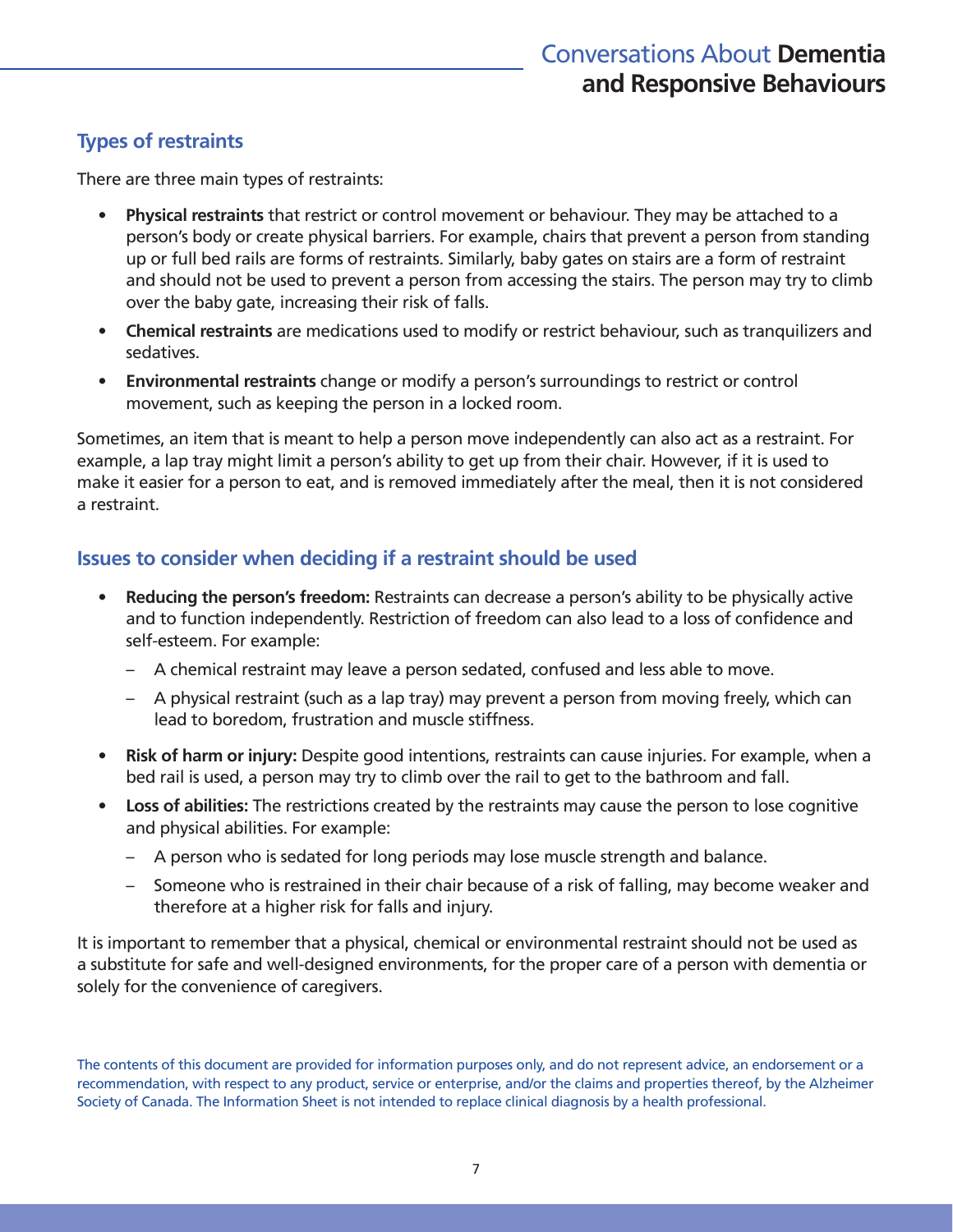## Types of restraints

There are three main types of restraints:

- **Physical restraints** that restrict or control movement or behaviour. They may be attached to a person's body or create physical barriers. For example, chairs that prevent a person from standing up or full bed rails are forms of restraints. Similarly, baby gates on stairs are a form of restraint and should not be used to prevent a person from accessing the stairs. The person may try to climb over the baby gate, increasing their risk of falls.
- **Chemical restraints** are medications used to modify or restrict behaviour, such as tranquilizers and sedatives.
- **Environmental restraints** change or modify a person's surroundings to restrict or control movement, such as keeping the person in a locked room.

Sometimes, an item that is meant to help a person move independently can also act as a restraint. For example, a lap tray might limit a person's ability to get up from their chair. However, if it is used to make it easier for a person to eat, and is removed immediately after the meal, then it is not considered a restraint.

## Issues to consider when deciding if a restraint should be used

- **Reducing the person's freedom:** Restraints can decrease a person's ability to be physically active and to function independently. Restriction of freedom can also lead to a loss of confidence and self-esteem. For example:
  - A chemical restraint may leave a person sedated, confused and less able to move.
  - A physical restraint (such as a lap tray) may prevent a person from moving freely, which can lead to boredom, frustration and muscle stiffness.
- **Risk of harm or injury:** Despite good intentions, restraints can cause injuries. For example, when a bed rail is used, a person may try to climb over the rail to get to the bathroom and fall.
- **Loss of abilities:** The restrictions created by the restraints may cause the person to lose cognitive and physical abilities. For example:
  - A person who is sedated for long periods may lose muscle strength and balance.
  - Someone who is restrained in their chair because of a risk of falling, may become weaker and therefore at a higher risk for falls and injury.

It is important to remember that a physical, chemical or environmental restraint should not be used as a substitute for safe and well-designed environments, for the proper care of a person with dementia or solely for the convenience of caregivers.

The contents of this document are provided for information purposes only, and do not represent advice, an endorsement or a recommendation, with respect to any product, service or enterprise, and/or the claims and properties thereof, by the Alzheimer Society of Canada. The Information Sheet is not intended to replace clinical diagnosis by a health professional.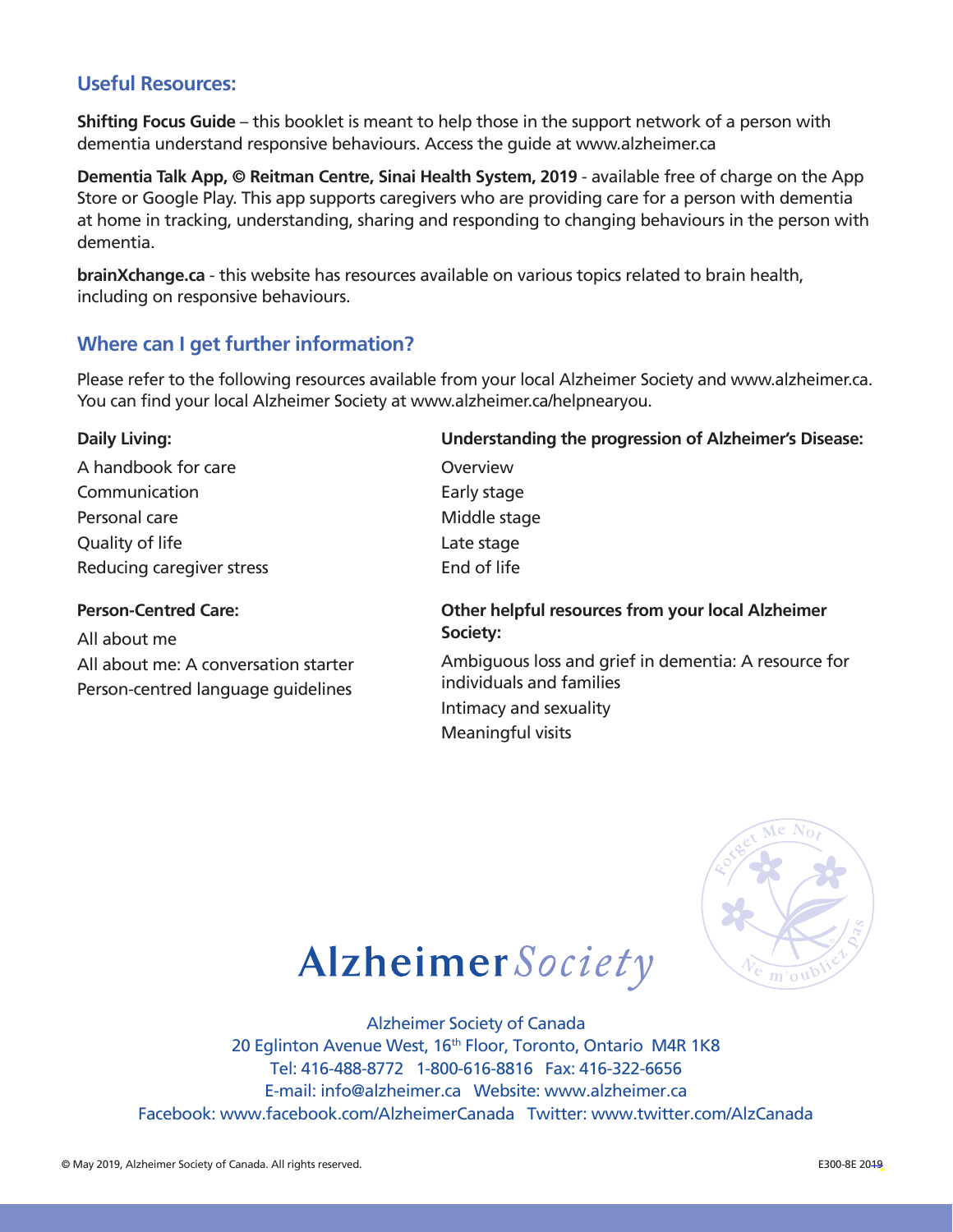## Useful Resources:

**Shifting Focus Guide** – this booklet is meant to help those in the support network of a person with dementia understand responsive behaviours. Access the guide at www.alzheimer.ca

**Dementia Talk App, © Reitman Centre, Sinai Health System, 2019** - available free of charge on the App Store or Google Play. This app supports caregivers who are providing care for a person with dementia at home in tracking, understanding, sharing and responding to changing behaviours in the person with dementia.

**brainXchange.ca** - this website has resources available on various topics related to brain health, including on responsive behaviours.

## Where can I get further information?

Please refer to the following resources available from your local Alzheimer Society and www.alzheimer.ca. You can find your local Alzheimer Society at www.alzheimer.ca/helpnearyou.

**Daily Living:**

A handbook for care
Communication
Personal care
Quality of life
Reducing caregiver stress

**Person-Centred Care:**

All about me
All about me: A conversation starter
Person-centred language guidelines

**Understanding the progression of Alzheimer's Disease:**

Overview
Early stage
Middle stage
Late stage
End of life

**Other helpful resources from your local Alzheimer Society:**

Ambiguous loss and grief in dementia: A resource for individuals and families
Intimacy and sexuality
Meaningful visits

Forget Me Not
Ne m'oubliez pas

Alzheimer Society

Alzheimer Society of Canada
20 Eglinton Avenue West, 16th Floor, Toronto, Ontario M4R 1K8
Tel: 416-488-8772 1-800-616-8816 Fax: 416-322-6656
E-mail: info@alzheimer.ca Website: www.alzheimer.ca
Facebook: www.facebook.com/AlzheimerCanada Twitter: www.twitter.com/AlzCanada

© May 2019, Alzheimer Society of Canada. All rights reserved.

E300-8E 2019